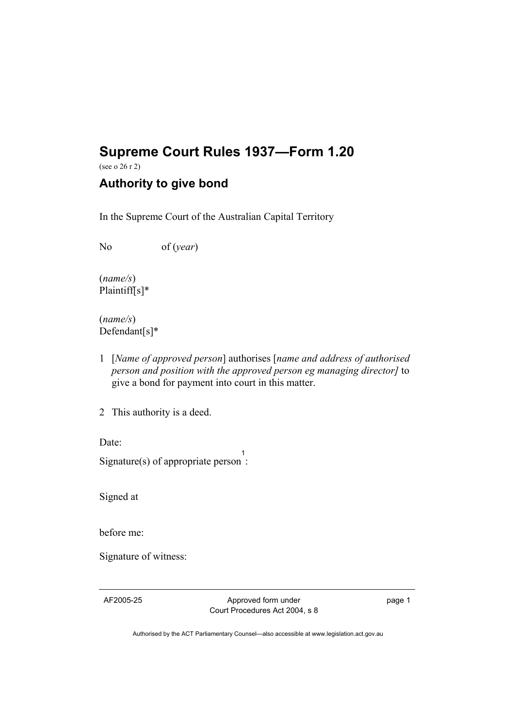# Supreme Court Rules 1937—Form 1.20

(see o 26 r 2)

## Authority to give bond

In the Supreme Court of the Australian Capital Territory

No of (*year*)

(*name/s*)
Plaintiff[s]*

(*name/s*)
Defendant[s]*

1 [*Name of approved person*] authorises [*name and address of authorised person and position with the approved person eg managing director]* to give a bond for payment into court in this matter.

2 This authority is a deed.

Date:

Signature(s) of appropriate person[1]:

Signed at

before me:

Signature of witness: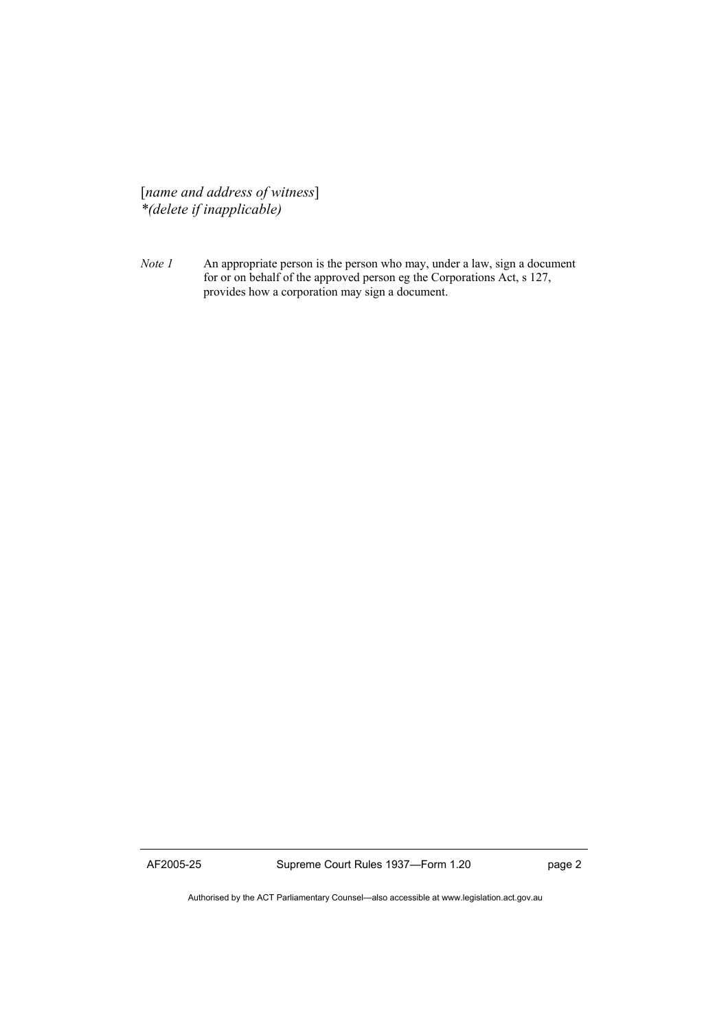[*name and address of witness*]
*\*(delete if inapplicable)*

*Note 1* An appropriate person is the person who may, under a law, sign a document for or on behalf of the approved person eg the Corporations Act, s 127, provides how a corporation may sign a document.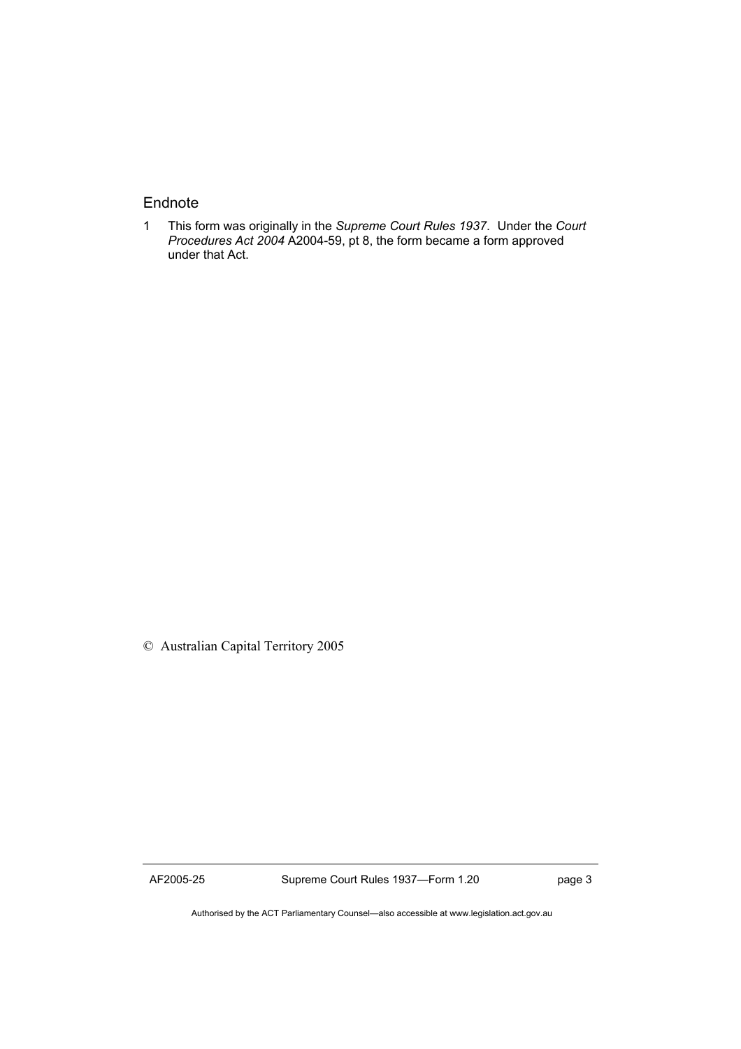## Endnote

1 This form was originally in the *Supreme Court Rules 1937*. Under the *Court Procedures Act 2004* A2004-59, pt 8, the form became a form approved under that Act.

© Australian Capital Territory 2005